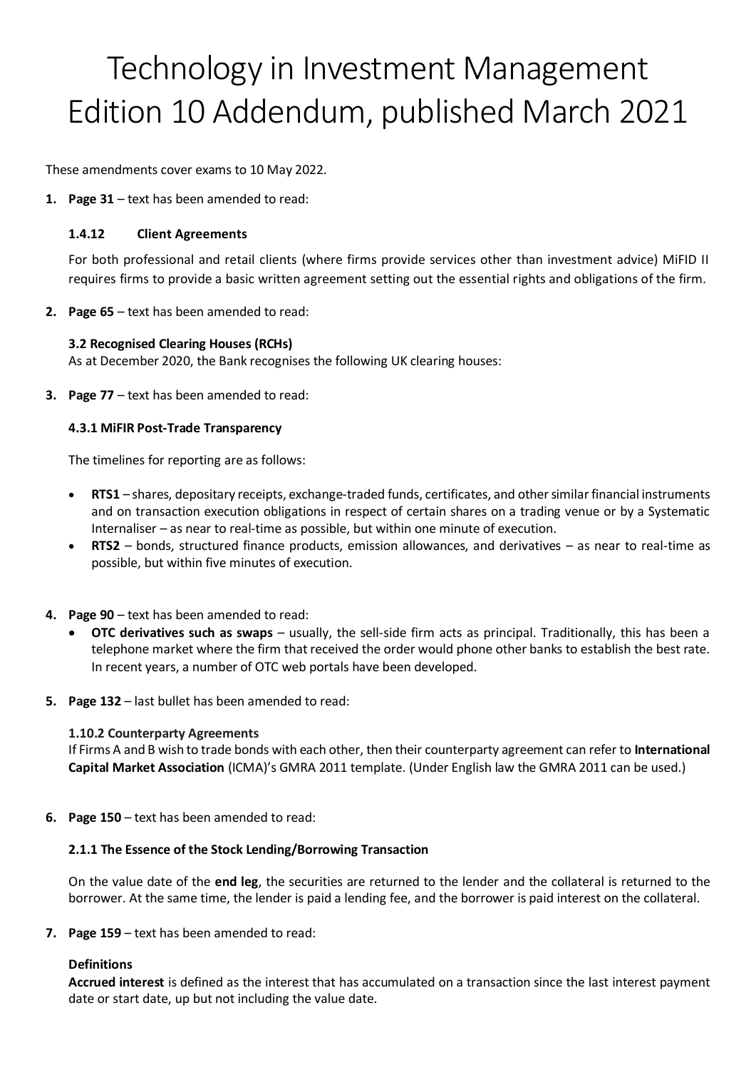# Technology in Investment Management Edition 10 Addendum, published March 2021

These amendments cover exams to 10 May 2022.

1. **Page 31** – text has been amended to read:

   **1.4.12 Client Agreements**

   For both professional and retail clients (where firms provide services other than investment advice) MiFID II requires firms to provide a basic written agreement setting out the essential rights and obligations of the firm.

2. **Page 65** – text has been amended to read:

   **3.2 Recognised Clearing Houses (RCHs)**
   As at December 2020, the Bank recognises the following UK clearing houses:

3. **Page 77** – text has been amended to read:

   **4.3.1 MiFIR Post-Trade Transparency**

   The timelines for reporting are as follows:

   - **RTS1** – shares, depositary receipts, exchange-traded funds, certificates, and other similar financial instruments and on transaction execution obligations in respect of certain shares on a trading venue or by a Systematic Internaliser – as near to real-time as possible, but within one minute of execution.
   - **RTS2** – bonds, structured finance products, emission allowances, and derivatives – as near to real-time as possible, but within five minutes of execution.

4. **Page 90** – text has been amended to read:
   - **OTC derivatives such as swaps** – usually, the sell-side firm acts as principal. Traditionally, this has been a telephone market where the firm that received the order would phone other banks to establish the best rate. In recent years, a number of OTC web portals have been developed.

5. **Page 132** – last bullet has been amended to read:

   **1.10.2 Counterparty Agreements**
   If Firms A and B wish to trade bonds with each other, then their counterparty agreement can refer to **International Capital Market Association** (ICMA)'s GMRA 2011 template. (Under English law the GMRA 2011 can be used.)

6. **Page 150** – text has been amended to read:

   **2.1.1 The Essence of the Stock Lending/Borrowing Transaction**

   On the value date of the **end leg**, the securities are returned to the lender and the collateral is returned to the borrower. At the same time, the lender is paid a lending fee, and the borrower is paid interest on the collateral.

7. **Page 159** – text has been amended to read:

   **Definitions**
   **Accrued interest** is defined as the interest that has accumulated on a transaction since the last interest payment date or start date, up but not including the value date.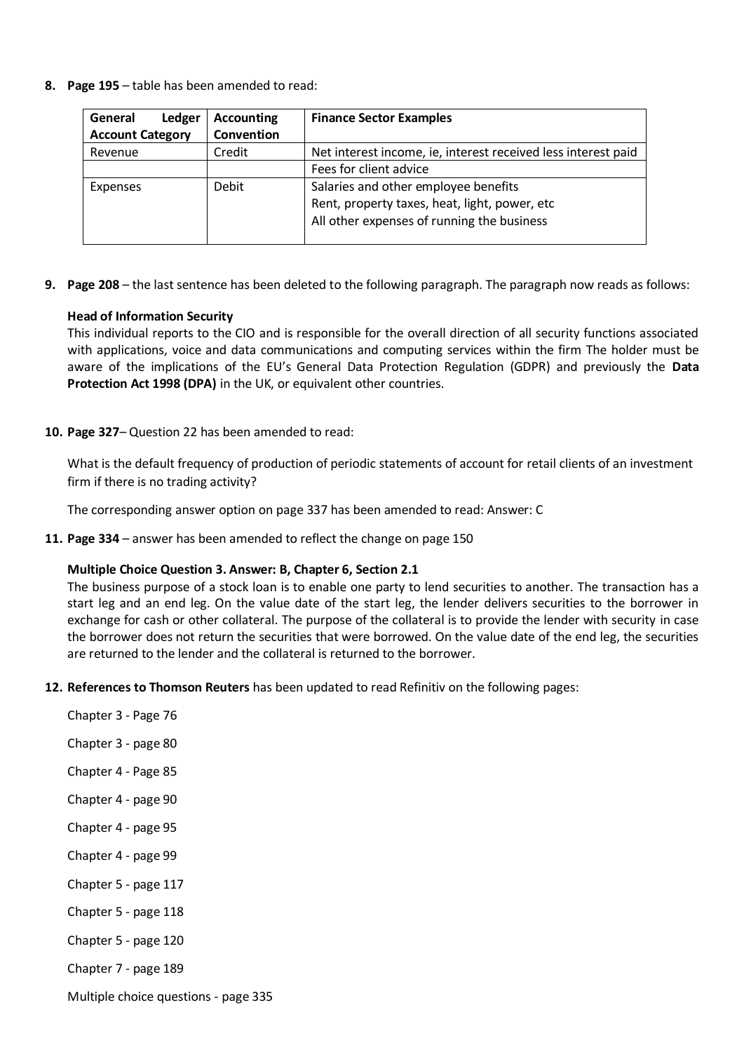8. **Page 195** – table has been amended to read:

| General Ledger Account Category | Accounting Convention | Finance Sector Examples |
|---|---|---|
| Revenue | Credit | Net interest income, ie, interest received less interest paid |
| | | Fees for client advice |
| Expenses | Debit | Salaries and other employee benefits<br>Rent, property taxes, heat, light, power, etc<br>All other expenses of running the business |

9. **Page 208** – the last sentence has been deleted to the following paragraph. The paragraph now reads as follows:

   **Head of Information Security**
   This individual reports to the CIO and is responsible for the overall direction of all security functions associated with applications, voice and data communications and computing services within the firm The holder must be aware of the implications of the EU's General Data Protection Regulation (GDPR) and previously the **Data Protection Act 1998 (DPA)** in the UK, or equivalent other countries.

10. **Page 327**– Question 22 has been amended to read:

    What is the default frequency of production of periodic statements of account for retail clients of an investment firm if there is no trading activity?

    The corresponding answer option on page 337 has been amended to read: Answer: C

11. **Page 334** – answer has been amended to reflect the change on page 150

    **Multiple Choice Question 3. Answer: B, Chapter 6, Section 2.1**
    The business purpose of a stock loan is to enable one party to lend securities to another. The transaction has a start leg and an end leg. On the value date of the start leg, the lender delivers securities to the borrower in exchange for cash or other collateral. The purpose of the collateral is to provide the lender with security in case the borrower does not return the securities that were borrowed. On the value date of the end leg, the securities are returned to the lender and the collateral is returned to the borrower.

12. **References to Thomson Reuters** has been updated to read Refinitiv on the following pages:

    Chapter 3 - Page 76

    Chapter 3 - page 80

    Chapter 4 - Page 85

    Chapter 4 - page 90

    Chapter 4 - page 95

    Chapter 4 - page 99

    Chapter 5 - page 117

    Chapter 5 - page 118

    Chapter 5 - page 120

    Chapter 7 - page 189

    Multiple choice questions - page 335